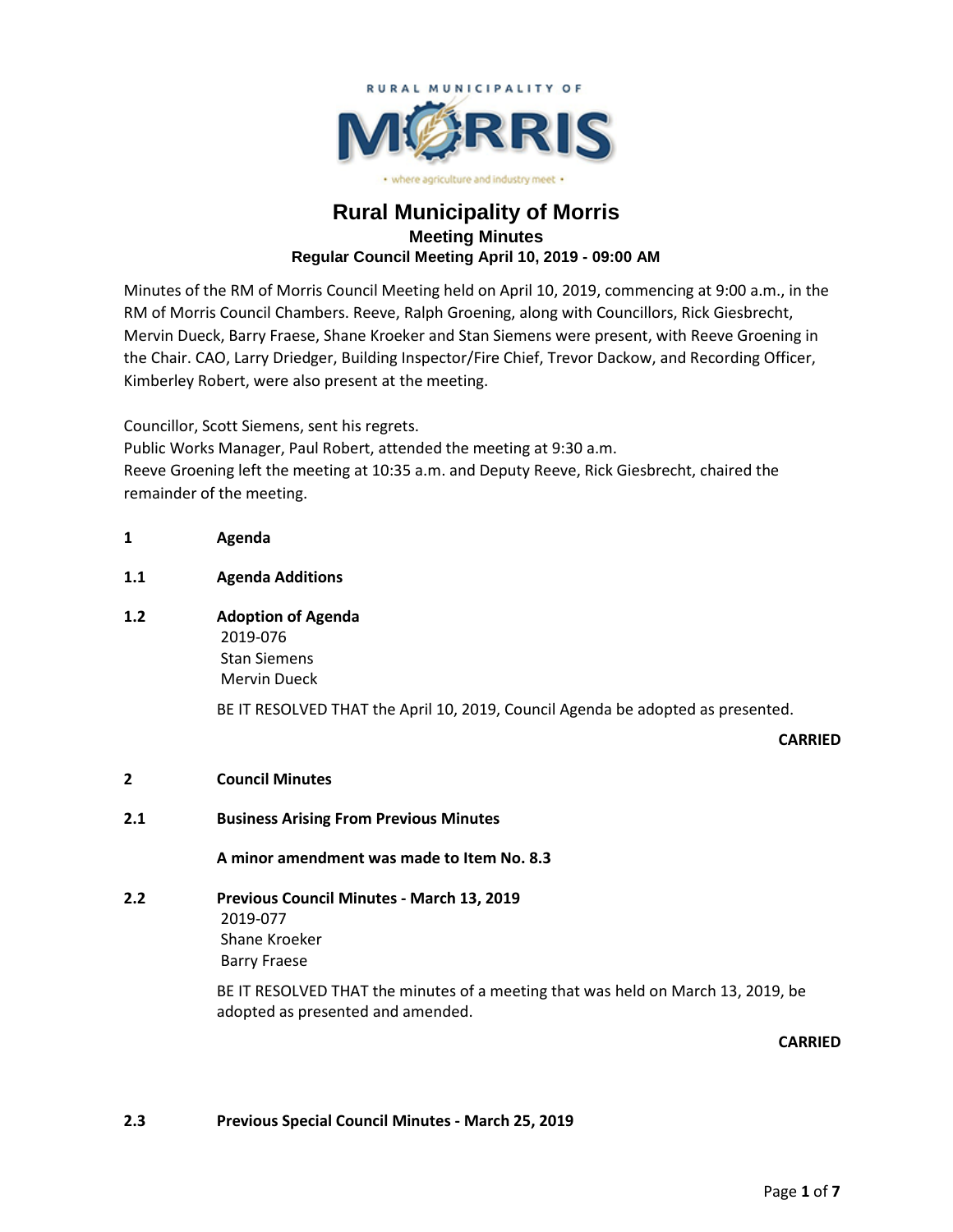RURAL MUNICIPALITY OF

MORRIS

• where agriculture and industry meet •

# Rural Municipality of Morris

## Meeting Minutes

### Regular Council Meeting April 10, 2019 - 09:00 AM

Minutes of the RM of Morris Council Meeting held on April 10, 2019, commencing at 9:00 a.m., in the RM of Morris Council Chambers. Reeve, Ralph Groening, along with Councillors, Rick Giesbrecht, Mervin Dueck, Barry Fraese, Shane Kroeker and Stan Siemens were present, with Reeve Groening in the Chair. CAO, Larry Driedger, Building Inspector/Fire Chief, Trevor Dackow, and Recording Officer, Kimberley Robert, were also present at the meeting.

Councillor, Scott Siemens, sent his regrets.
Public Works Manager, Paul Robert, attended the meeting at 9:30 a.m.
Reeve Groening left the meeting at 10:35 a.m. and Deputy Reeve, Rick Giesbrecht, chaired the remainder of the meeting.

**1 Agenda**

**1.1 Agenda Additions**

**1.2 Adoption of Agenda**

2019-076
Stan Siemens
Mervin Dueck

BE IT RESOLVED THAT the April 10, 2019, Council Agenda be adopted as presented.

**CARRIED**

**2 Council Minutes**

**2.1 Business Arising From Previous Minutes**

**A minor amendment was made to Item No. 8.3**

**2.2 Previous Council Minutes - March 13, 2019**

2019-077
Shane Kroeker
Barry Fraese

BE IT RESOLVED THAT the minutes of a meeting that was held on March 13, 2019, be adopted as presented and amended.

**CARRIED**

**2.3 Previous Special Council Minutes - March 25, 2019**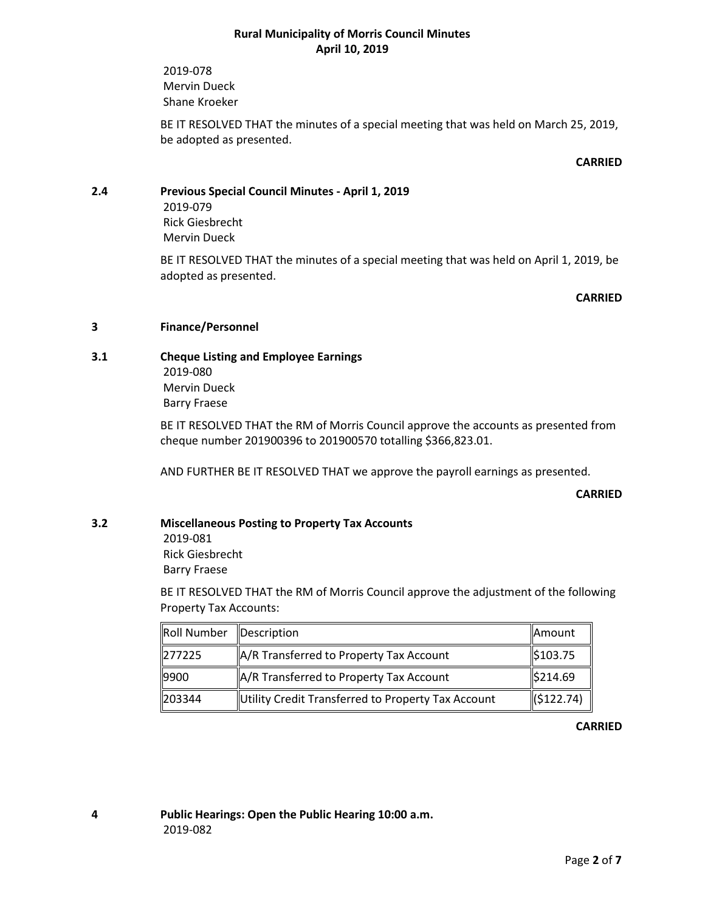2019-078
Mervin Dueck
Shane Kroeker

BE IT RESOLVED THAT the minutes of a special meeting that was held on March 25, 2019, be adopted as presented.

**CARRIED**

**2.4 Previous Special Council Minutes - April 1, 2019**

2019-079
Rick Giesbrecht
Mervin Dueck

BE IT RESOLVED THAT the minutes of a special meeting that was held on April 1, 2019, be adopted as presented.

**CARRIED**

## 3 Finance/Personnel

**3.1 Cheque Listing and Employee Earnings**

2019-080
Mervin Dueck
Barry Fraese

BE IT RESOLVED THAT the RM of Morris Council approve the accounts as presented from cheque number 201900396 to 201900570 totalling $366,823.01.

AND FURTHER BE IT RESOLVED THAT we approve the payroll earnings as presented.

**CARRIED**

**3.2 Miscellaneous Posting to Property Tax Accounts**

2019-081
Rick Giesbrecht
Barry Fraese

BE IT RESOLVED THAT the RM of Morris Council approve the adjustment of the following Property Tax Accounts:

| Roll Number | Description | Amount |
|---|---|---|
| 277225 | A/R Transferred to Property Tax Account | $103.75 |
| 9900 | A/R Transferred to Property Tax Account | $214.69 |
| 203344 | Utility Credit Transferred to Property Tax Account | ($122.74) |

**CARRIED**

## 4 Public Hearings: Open the Public Hearing 10:00 a.m.

2019-082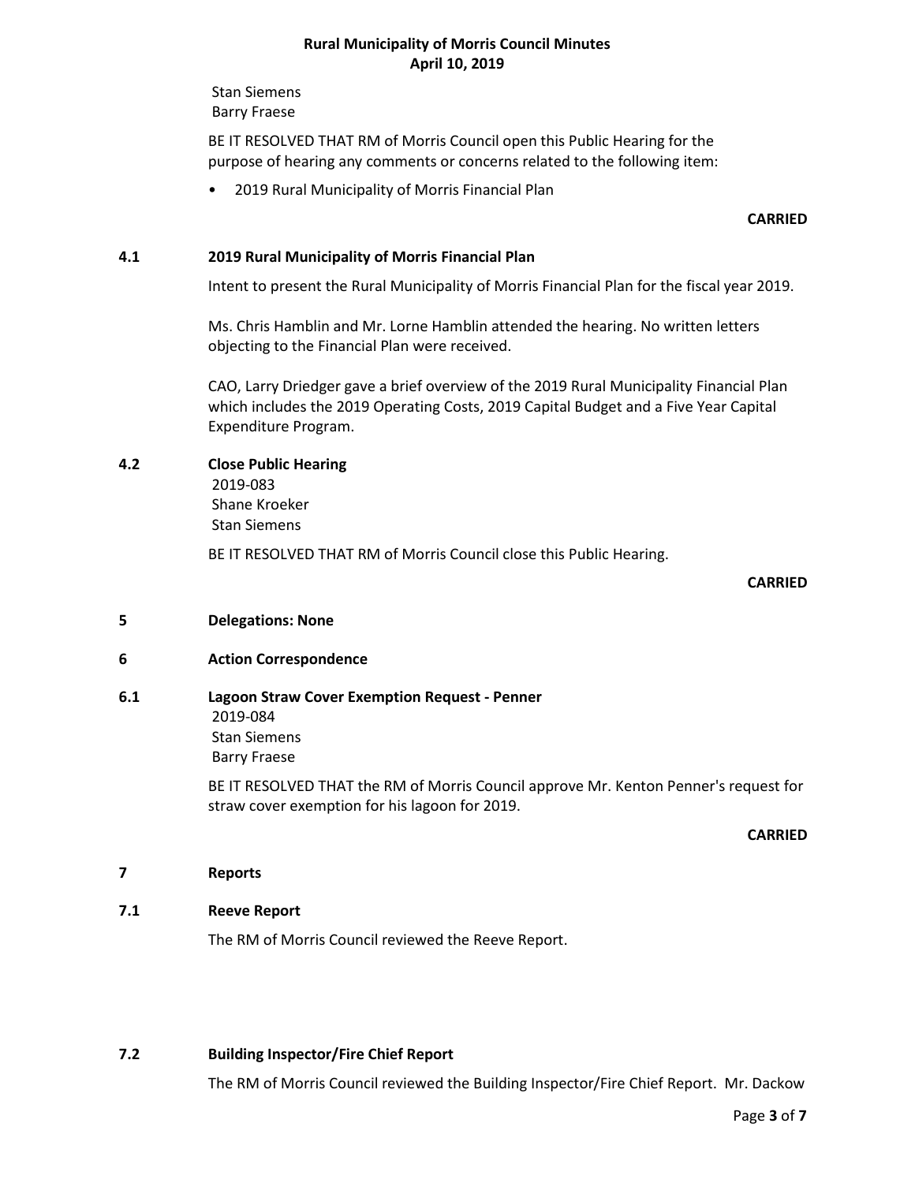Stan Siemens
Barry Fraese

BE IT RESOLVED THAT RM of Morris Council open this Public Hearing for the purpose of hearing any comments or concerns related to the following item:

- 2019 Rural Municipality of Morris Financial Plan

**CARRIED**

### 4.1 2019 Rural Municipality of Morris Financial Plan

Intent to present the Rural Municipality of Morris Financial Plan for the fiscal year 2019.

Ms. Chris Hamblin and Mr. Lorne Hamblin attended the hearing. No written letters objecting to the Financial Plan were received.

CAO, Larry Driedger gave a brief overview of the 2019 Rural Municipality Financial Plan which includes the 2019 Operating Costs, 2019 Capital Budget and a Five Year Capital Expenditure Program.

### 4.2 Close Public Hearing

2019-083
Shane Kroeker
Stan Siemens

BE IT RESOLVED THAT RM of Morris Council close this Public Hearing.

**CARRIED**

## 5 Delegations: None

## 6 Action Correspondence

### 6.1 Lagoon Straw Cover Exemption Request - Penner

2019-084
Stan Siemens
Barry Fraese

BE IT RESOLVED THAT the RM of Morris Council approve Mr. Kenton Penner's request for straw cover exemption for his lagoon for 2019.

**CARRIED**

## 7 Reports

### 7.1 Reeve Report

The RM of Morris Council reviewed the Reeve Report.

### 7.2 Building Inspector/Fire Chief Report

The RM of Morris Council reviewed the Building Inspector/Fire Chief Report. Mr. Dackow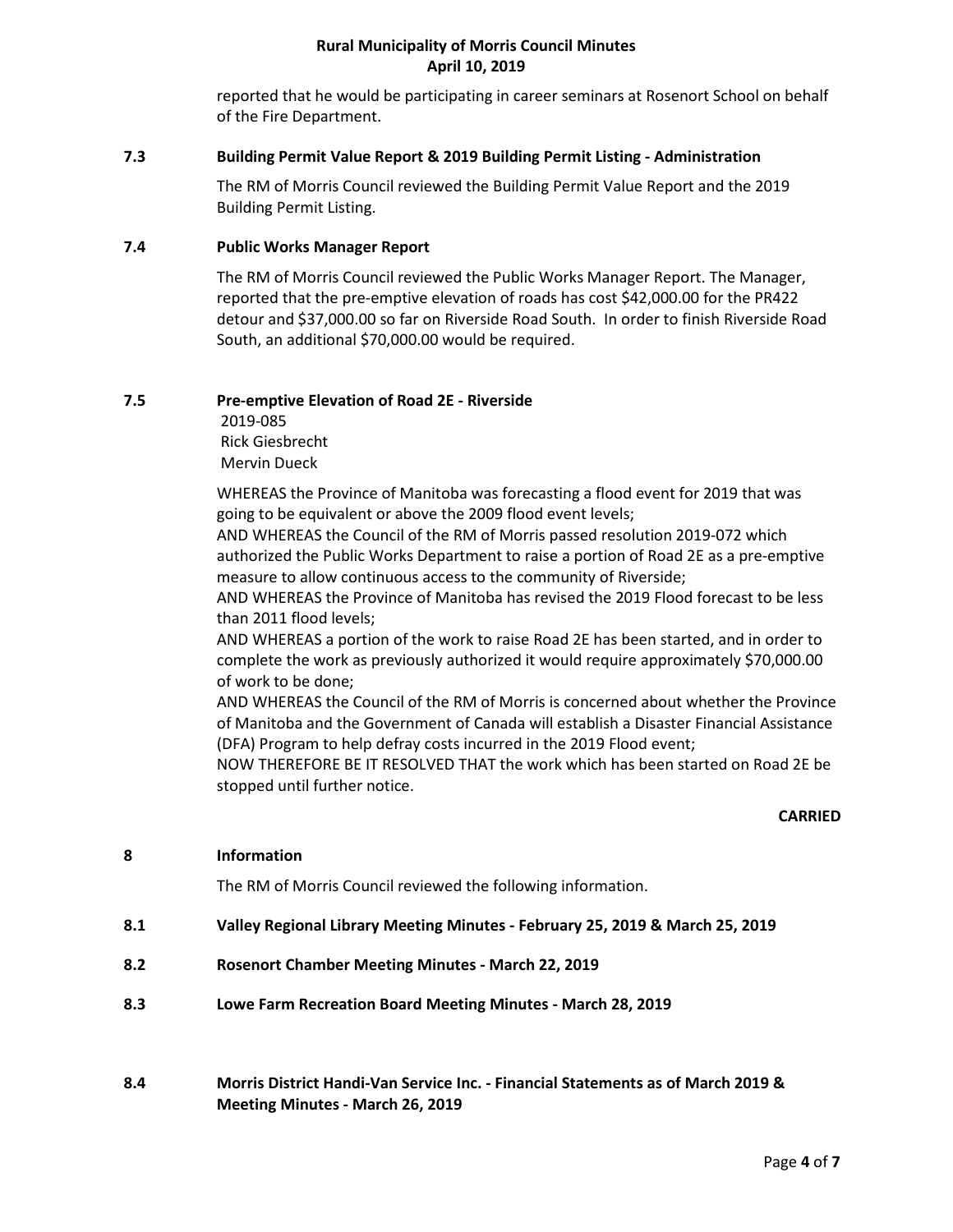reported that he would be participating in career seminars at Rosenort School on behalf of the Fire Department.

### 7.3 Building Permit Value Report & 2019 Building Permit Listing - Administration

The RM of Morris Council reviewed the Building Permit Value Report and the 2019 Building Permit Listing.

### 7.4 Public Works Manager Report

The RM of Morris Council reviewed the Public Works Manager Report. The Manager, reported that the pre-emptive elevation of roads has cost $42,000.00 for the PR422 detour and $37,000.00 so far on Riverside Road South. In order to finish Riverside Road South, an additional $70,000.00 would be required.

### 7.5 Pre-emptive Elevation of Road 2E - Riverside

2019-085
Rick Giesbrecht
Mervin Dueck

WHEREAS the Province of Manitoba was forecasting a flood event for 2019 that was going to be equivalent or above the 2009 flood event levels;
AND WHEREAS the Council of the RM of Morris passed resolution 2019-072 which authorized the Public Works Department to raise a portion of Road 2E as a pre-emptive measure to allow continuous access to the community of Riverside;
AND WHEREAS the Province of Manitoba has revised the 2019 Flood forecast to be less than 2011 flood levels;
AND WHEREAS a portion of the work to raise Road 2E has been started, and in order to complete the work as previously authorized it would require approximately $70,000.00 of work to be done;
AND WHEREAS the Council of the RM of Morris is concerned about whether the Province of Manitoba and the Government of Canada will establish a Disaster Financial Assistance (DFA) Program to help defray costs incurred in the 2019 Flood event;
NOW THEREFORE BE IT RESOLVED THAT the work which has been started on Road 2E be stopped until further notice.

**CARRIED**

## 8 Information

The RM of Morris Council reviewed the following information.

### 8.1 Valley Regional Library Meeting Minutes - February 25, 2019 & March 25, 2019

### 8.2 Rosenort Chamber Meeting Minutes - March 22, 2019

### 8.3 Lowe Farm Recreation Board Meeting Minutes - March 28, 2019

### 8.4 Morris District Handi-Van Service Inc. - Financial Statements as of March 2019 & Meeting Minutes - March 26, 2019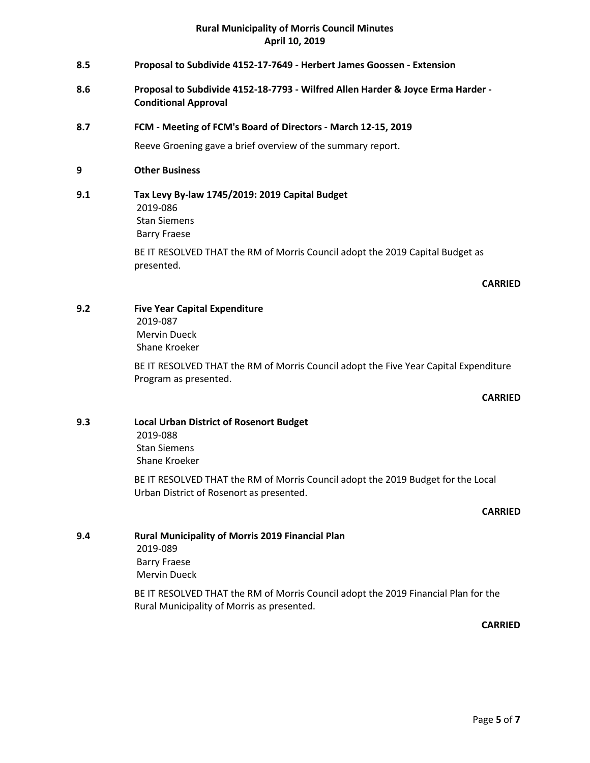**8.5 Proposal to Subdivide 4152-17-7649 - Herbert James Goossen - Extension**

**8.6 Proposal to Subdivide 4152-18-7793 - Wilfred Allen Harder & Joyce Erma Harder - Conditional Approval**

**8.7 FCM - Meeting of FCM's Board of Directors - March 12-15, 2019**

Reeve Groening gave a brief overview of the summary report.

**9 Other Business**

**9.1 Tax Levy By-law 1745/2019: 2019 Capital Budget**

2019-086
Stan Siemens
Barry Fraese

BE IT RESOLVED THAT the RM of Morris Council adopt the 2019 Capital Budget as presented.

**CARRIED**

**9.2 Five Year Capital Expenditure**

2019-087
Mervin Dueck
Shane Kroeker

BE IT RESOLVED THAT the RM of Morris Council adopt the Five Year Capital Expenditure Program as presented.

**CARRIED**

**9.3 Local Urban District of Rosenort Budget**

2019-088
Stan Siemens
Shane Kroeker

BE IT RESOLVED THAT the RM of Morris Council adopt the 2019 Budget for the Local Urban District of Rosenort as presented.

**CARRIED**

**9.4 Rural Municipality of Morris 2019 Financial Plan**

2019-089
Barry Fraese
Mervin Dueck

BE IT RESOLVED THAT the RM of Morris Council adopt the 2019 Financial Plan for the Rural Municipality of Morris as presented.

**CARRIED**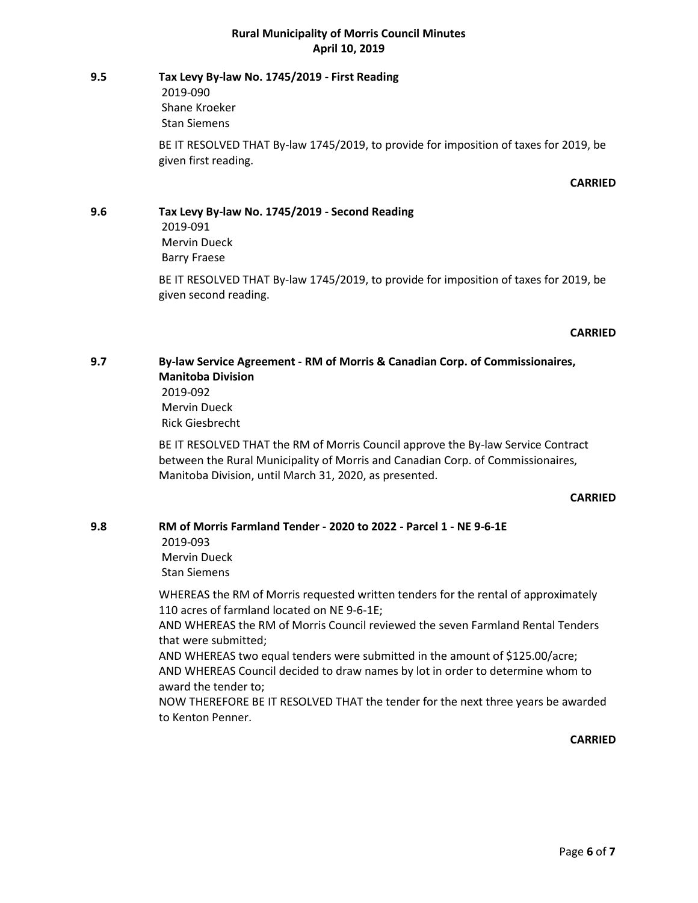### 9.5 Tax Levy By-law No. 1745/2019 - First Reading

2019-090
Shane Kroeker
Stan Siemens

BE IT RESOLVED THAT By-law 1745/2019, to provide for imposition of taxes for 2019, be given first reading.

**CARRIED**

### 9.6 Tax Levy By-law No. 1745/2019 - Second Reading

2019-091
Mervin Dueck
Barry Fraese

BE IT RESOLVED THAT By-law 1745/2019, to provide for imposition of taxes for 2019, be given second reading.

**CARRIED**

### 9.7 By-law Service Agreement - RM of Morris & Canadian Corp. of Commissionaires, Manitoba Division

2019-092
Mervin Dueck
Rick Giesbrecht

BE IT RESOLVED THAT the RM of Morris Council approve the By-law Service Contract between the Rural Municipality of Morris and Canadian Corp. of Commissionaires, Manitoba Division, until March 31, 2020, as presented.

**CARRIED**

### 9.8 RM of Morris Farmland Tender - 2020 to 2022 - Parcel 1 - NE 9-6-1E

2019-093
Mervin Dueck
Stan Siemens

WHEREAS the RM of Morris requested written tenders for the rental of approximately 110 acres of farmland located on NE 9-6-1E;
AND WHEREAS the RM of Morris Council reviewed the seven Farmland Rental Tenders that were submitted;
AND WHEREAS two equal tenders were submitted in the amount of $125.00/acre;
AND WHEREAS Council decided to draw names by lot in order to determine whom to award the tender to;
NOW THEREFORE BE IT RESOLVED THAT the tender for the next three years be awarded to Kenton Penner.

**CARRIED**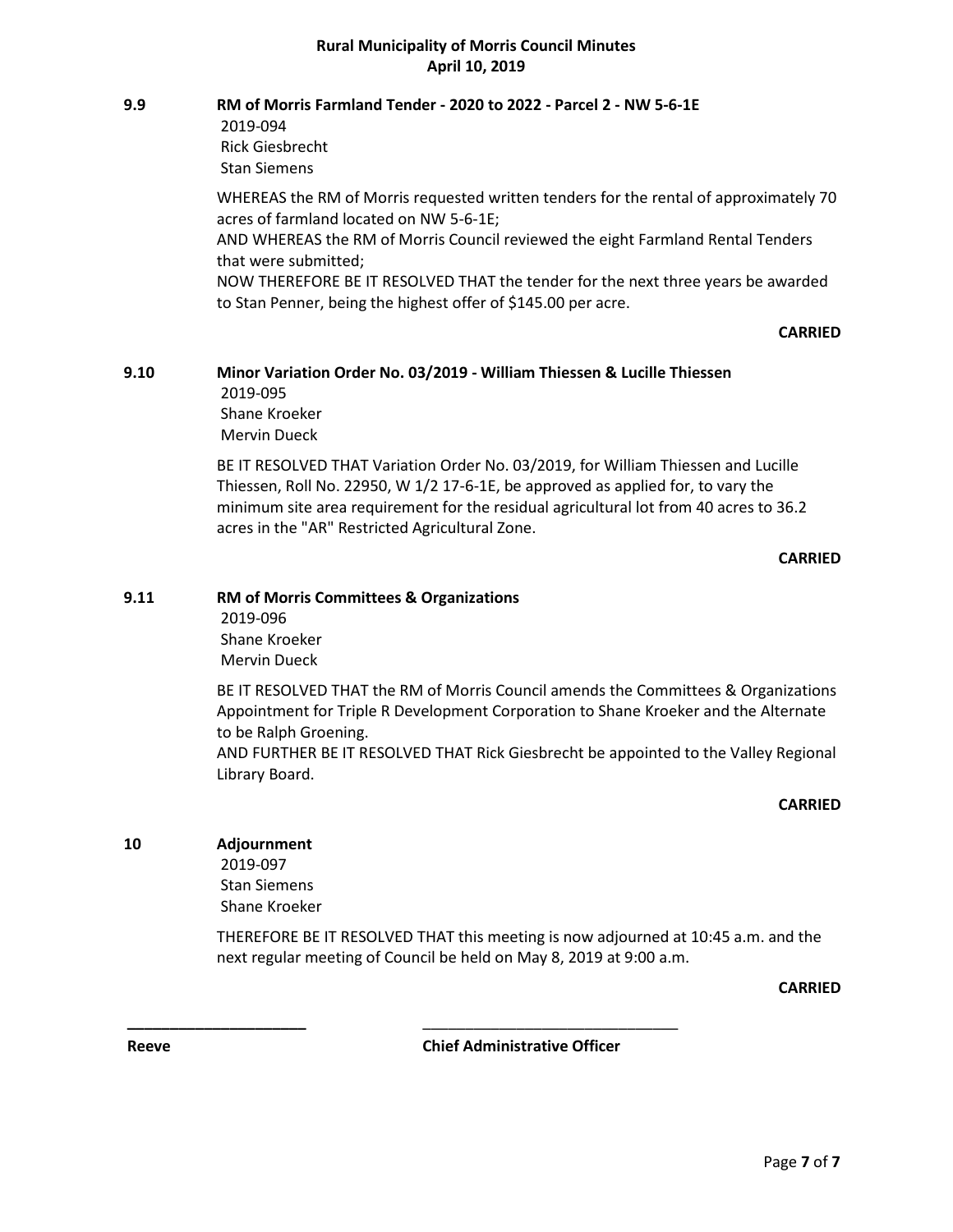**9.9 RM of Morris Farmland Tender - 2020 to 2022 - Parcel 2 - NW 5-6-1E**

2019-094
Rick Giesbrecht
Stan Siemens

WHEREAS the RM of Morris requested written tenders for the rental of approximately 70 acres of farmland located on NW 5-6-1E;
AND WHEREAS the RM of Morris Council reviewed the eight Farmland Rental Tenders that were submitted;
NOW THEREFORE BE IT RESOLVED THAT the tender for the next three years be awarded to Stan Penner, being the highest offer of $145.00 per acre.

**CARRIED**

**9.10 Minor Variation Order No. 03/2019 - William Thiessen & Lucille Thiessen**

2019-095
Shane Kroeker
Mervin Dueck

BE IT RESOLVED THAT Variation Order No. 03/2019, for William Thiessen and Lucille Thiessen, Roll No. 22950, W 1/2 17-6-1E, be approved as applied for, to vary the minimum site area requirement for the residual agricultural lot from 40 acres to 36.2 acres in the "AR" Restricted Agricultural Zone.

**CARRIED**

**9.11 RM of Morris Committees & Organizations**

2019-096
Shane Kroeker
Mervin Dueck

BE IT RESOLVED THAT the RM of Morris Council amends the Committees & Organizations Appointment for Triple R Development Corporation to Shane Kroeker and the Alternate to be Ralph Groening.
AND FURTHER BE IT RESOLVED THAT Rick Giesbrecht be appointed to the Valley Regional Library Board.

**CARRIED**

**10 Adjournment**

2019-097
Stan Siemens
Shane Kroeker

THEREFORE BE IT RESOLVED THAT this meeting is now adjourned at 10:45 a.m. and the next regular meeting of Council be held on May 8, 2019 at 9:00 a.m.

**CARRIED**

______________________ ______________________________

**Reeve** **Chief Administrative Officer**